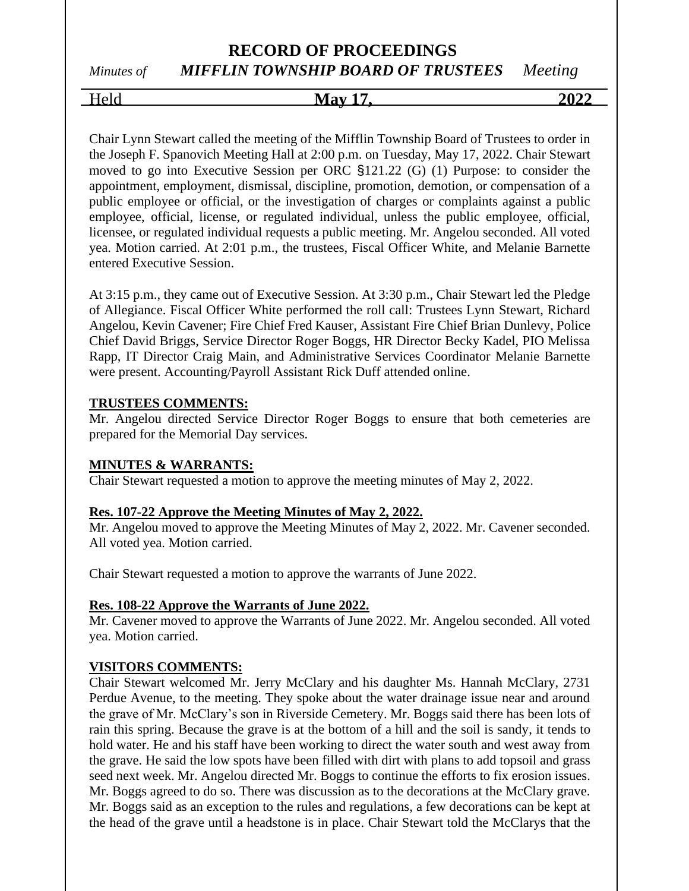# RECORD OF PROCEEDINGS

*Minutes of* ***MIFFLIN TOWNSHIP BOARD OF TRUSTEES*** *Meeting*

Held **May 17, 2022**

Chair Lynn Stewart called the meeting of the Mifflin Township Board of Trustees to order in the Joseph F. Spanovich Meeting Hall at 2:00 p.m. on Tuesday, May 17, 2022. Chair Stewart moved to go into Executive Session per ORC §121.22 (G) (1) Purpose: to consider the appointment, employment, dismissal, discipline, promotion, demotion, or compensation of a public employee or official, or the investigation of charges or complaints against a public employee, official, license, or regulated individual, unless the public employee, official, licensee, or regulated individual requests a public meeting. Mr. Angelou seconded. All voted yea. Motion carried. At 2:01 p.m., the trustees, Fiscal Officer White, and Melanie Barnette entered Executive Session.

At 3:15 p.m., they came out of Executive Session. At 3:30 p.m., Chair Stewart led the Pledge of Allegiance. Fiscal Officer White performed the roll call: Trustees Lynn Stewart, Richard Angelou, Kevin Cavener; Fire Chief Fred Kauser, Assistant Fire Chief Brian Dunlevy, Police Chief David Briggs, Service Director Roger Boggs, HR Director Becky Kadel, PIO Melissa Rapp, IT Director Craig Main, and Administrative Services Coordinator Melanie Barnette were present. Accounting/Payroll Assistant Rick Duff attended online.

**TRUSTEES COMMENTS:**

Mr. Angelou directed Service Director Roger Boggs to ensure that both cemeteries are prepared for the Memorial Day services.

**MINUTES & WARRANTS:**

Chair Stewart requested a motion to approve the meeting minutes of May 2, 2022.

**Res. 107-22 Approve the Meeting Minutes of May 2, 2022.**

Mr. Angelou moved to approve the Meeting Minutes of May 2, 2022. Mr. Cavener seconded. All voted yea. Motion carried.

Chair Stewart requested a motion to approve the warrants of June 2022.

**Res. 108-22 Approve the Warrants of June 2022.**

Mr. Cavener moved to approve the Warrants of June 2022. Mr. Angelou seconded. All voted yea. Motion carried.

**VISITORS COMMENTS:**

Chair Stewart welcomed Mr. Jerry McClary and his daughter Ms. Hannah McClary, 2731 Perdue Avenue, to the meeting. They spoke about the water drainage issue near and around the grave of Mr. McClary's son in Riverside Cemetery. Mr. Boggs said there has been lots of rain this spring. Because the grave is at the bottom of a hill and the soil is sandy, it tends to hold water. He and his staff have been working to direct the water south and west away from the grave. He said the low spots have been filled with dirt with plans to add topsoil and grass seed next week. Mr. Angelou directed Mr. Boggs to continue the efforts to fix erosion issues. Mr. Boggs agreed to do so. There was discussion as to the decorations at the McClary grave. Mr. Boggs said as an exception to the rules and regulations, a few decorations can be kept at the head of the grave until a headstone is in place. Chair Stewart told the McClarys that the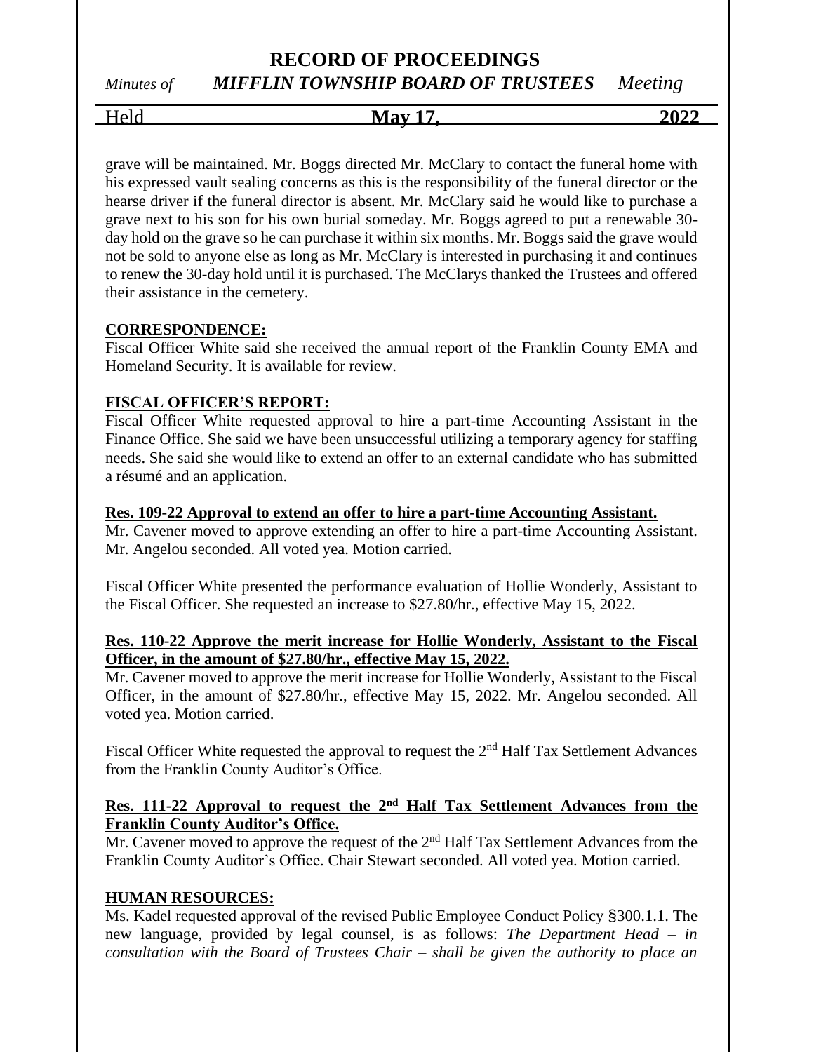grave will be maintained. Mr. Boggs directed Mr. McClary to contact the funeral home with his expressed vault sealing concerns as this is the responsibility of the funeral director or the hearse driver if the funeral director is absent. Mr. McClary said he would like to purchase a grave next to his son for his own burial someday. Mr. Boggs agreed to put a renewable 30-day hold on the grave so he can purchase it within six months. Mr. Boggs said the grave would not be sold to anyone else as long as Mr. McClary is interested in purchasing it and continues to renew the 30-day hold until it is purchased. The McClarys thanked the Trustees and offered their assistance in the cemetery.

**CORRESPONDENCE:**

Fiscal Officer White said she received the annual report of the Franklin County EMA and Homeland Security. It is available for review.

**FISCAL OFFICER'S REPORT:**

Fiscal Officer White requested approval to hire a part-time Accounting Assistant in the Finance Office. She said we have been unsuccessful utilizing a temporary agency for staffing needs. She said she would like to extend an offer to an external candidate who has submitted a résumé and an application.

**Res. 109-22 Approval to extend an offer to hire a part-time Accounting Assistant.**

Mr. Cavener moved to approve extending an offer to hire a part-time Accounting Assistant. Mr. Angelou seconded. All voted yea. Motion carried.

Fiscal Officer White presented the performance evaluation of Hollie Wonderly, Assistant to the Fiscal Officer. She requested an increase to $27.80/hr., effective May 15, 2022.

**Res. 110-22 Approve the merit increase for Hollie Wonderly, Assistant to the Fiscal Officer, in the amount of $27.80/hr., effective May 15, 2022.**

Mr. Cavener moved to approve the merit increase for Hollie Wonderly, Assistant to the Fiscal Officer, in the amount of $27.80/hr., effective May 15, 2022. Mr. Angelou seconded. All voted yea. Motion carried.

Fiscal Officer White requested the approval to request the 2nd Half Tax Settlement Advances from the Franklin County Auditor's Office.

**Res. 111-22 Approval to request the 2nd Half Tax Settlement Advances from the Franklin County Auditor's Office.**

Mr. Cavener moved to approve the request of the 2nd Half Tax Settlement Advances from the Franklin County Auditor's Office. Chair Stewart seconded. All voted yea. Motion carried.

**HUMAN RESOURCES:**

Ms. Kadel requested approval of the revised Public Employee Conduct Policy §300.1.1. The new language, provided by legal counsel, is as follows: *The Department Head – in consultation with the Board of Trustees Chair – shall be given the authority to place an*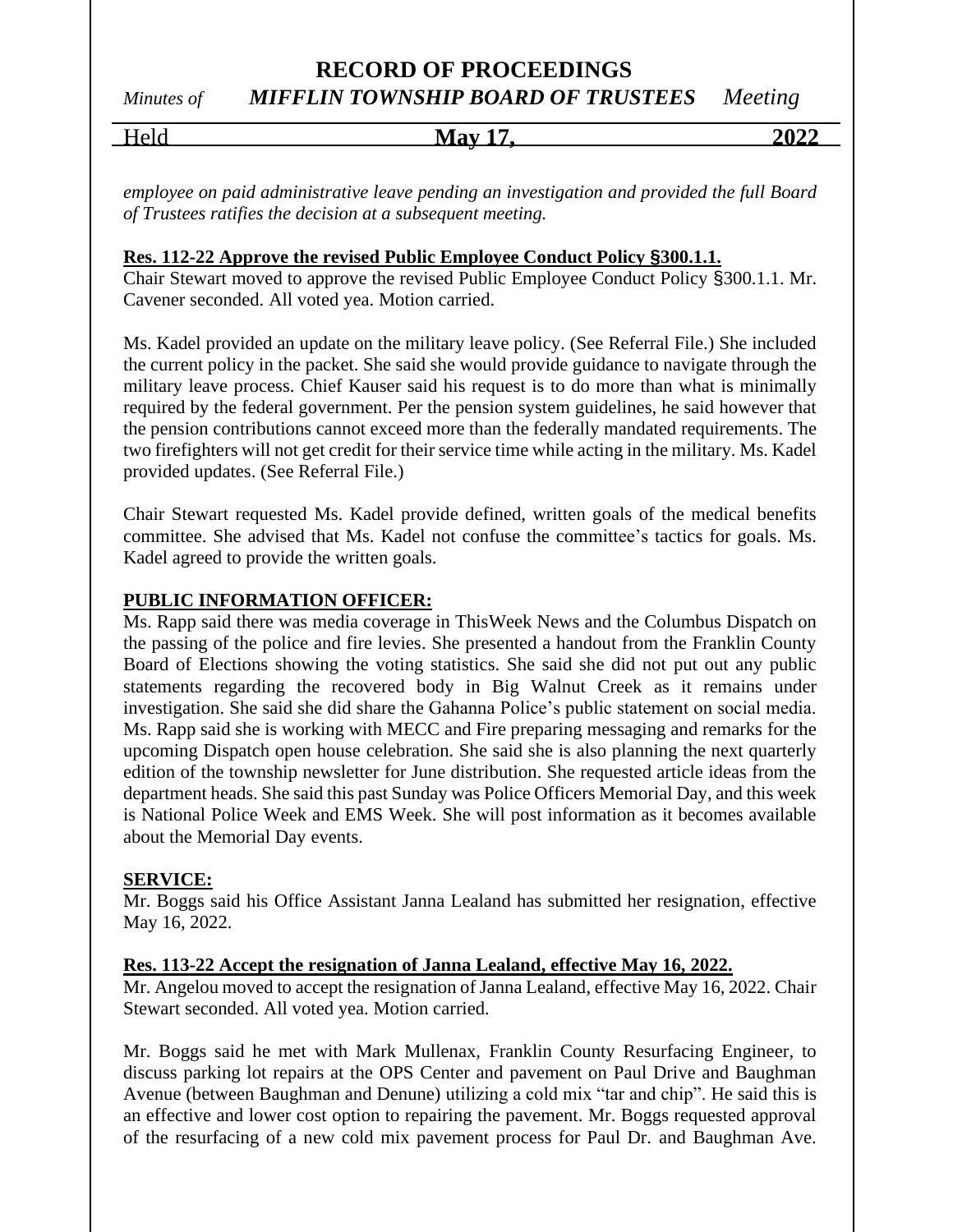*employee on paid administrative leave pending an investigation and provided the full Board of Trustees ratifies the decision at a subsequent meeting.*

**Res. 112-22 Approve the revised Public Employee Conduct Policy §300.1.1.**

Chair Stewart moved to approve the revised Public Employee Conduct Policy §300.1.1. Mr. Cavener seconded. All voted yea. Motion carried.

Ms. Kadel provided an update on the military leave policy. (See Referral File.) She included the current policy in the packet. She said she would provide guidance to navigate through the military leave process. Chief Kauser said his request is to do more than what is minimally required by the federal government. Per the pension system guidelines, he said however that the pension contributions cannot exceed more than the federally mandated requirements. The two firefighters will not get credit for their service time while acting in the military. Ms. Kadel provided updates. (See Referral File.)

Chair Stewart requested Ms. Kadel provide defined, written goals of the medical benefits committee. She advised that Ms. Kadel not confuse the committee's tactics for goals. Ms. Kadel agreed to provide the written goals.

**PUBLIC INFORMATION OFFICER:**

Ms. Rapp said there was media coverage in ThisWeek News and the Columbus Dispatch on the passing of the police and fire levies. She presented a handout from the Franklin County Board of Elections showing the voting statistics. She said she did not put out any public statements regarding the recovered body in Big Walnut Creek as it remains under investigation. She said she did share the Gahanna Police's public statement on social media. Ms. Rapp said she is working with MECC and Fire preparing messaging and remarks for the upcoming Dispatch open house celebration. She said she is also planning the next quarterly edition of the township newsletter for June distribution. She requested article ideas from the department heads. She said this past Sunday was Police Officers Memorial Day, and this week is National Police Week and EMS Week. She will post information as it becomes available about the Memorial Day events.

**SERVICE:**

Mr. Boggs said his Office Assistant Janna Lealand has submitted her resignation, effective May 16, 2022.

**Res. 113-22 Accept the resignation of Janna Lealand, effective May 16, 2022.**

Mr. Angelou moved to accept the resignation of Janna Lealand, effective May 16, 2022. Chair Stewart seconded. All voted yea. Motion carried.

Mr. Boggs said he met with Mark Mullenax, Franklin County Resurfacing Engineer, to discuss parking lot repairs at the OPS Center and pavement on Paul Drive and Baughman Avenue (between Baughman and Denune) utilizing a cold mix "tar and chip". He said this is an effective and lower cost option to repairing the pavement. Mr. Boggs requested approval of the resurfacing of a new cold mix pavement process for Paul Dr. and Baughman Ave.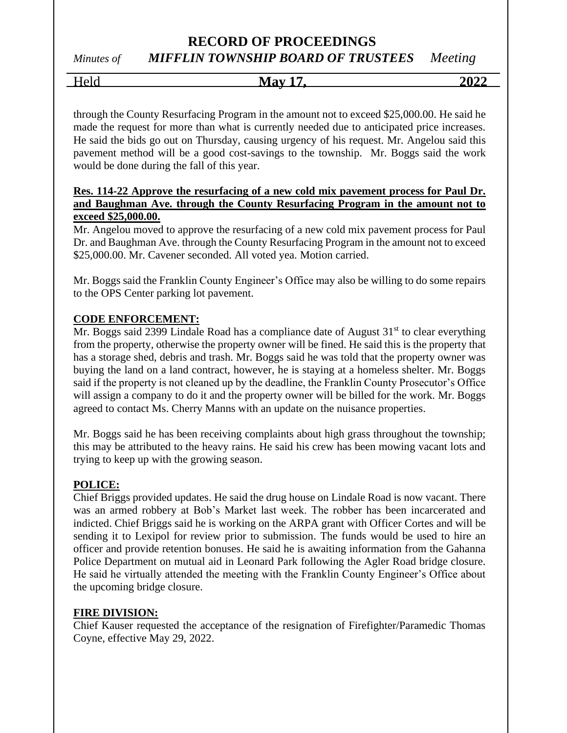through the County Resurfacing Program in the amount not to exceed $25,000.00. He said he made the request for more than what is currently needed due to anticipated price increases. He said the bids go out on Thursday, causing urgency of his request. Mr. Angelou said this pavement method will be a good cost-savings to the township. Mr. Boggs said the work would be done during the fall of this year.

**Res. 114-22 Approve the resurfacing of a new cold mix pavement process for Paul Dr. and Baughman Ave. through the County Resurfacing Program in the amount not to exceed $25,000.00.**

Mr. Angelou moved to approve the resurfacing of a new cold mix pavement process for Paul Dr. and Baughman Ave. through the County Resurfacing Program in the amount not to exceed $25,000.00. Mr. Cavener seconded. All voted yea. Motion carried.

Mr. Boggs said the Franklin County Engineer's Office may also be willing to do some repairs to the OPS Center parking lot pavement.

**CODE ENFORCEMENT:**

Mr. Boggs said 2399 Lindale Road has a compliance date of August 31st to clear everything from the property, otherwise the property owner will be fined. He said this is the property that has a storage shed, debris and trash. Mr. Boggs said he was told that the property owner was buying the land on a land contract, however, he is staying at a homeless shelter. Mr. Boggs said if the property is not cleaned up by the deadline, the Franklin County Prosecutor's Office will assign a company to do it and the property owner will be billed for the work. Mr. Boggs agreed to contact Ms. Cherry Manns with an update on the nuisance properties.

Mr. Boggs said he has been receiving complaints about high grass throughout the township; this may be attributed to the heavy rains. He said his crew has been mowing vacant lots and trying to keep up with the growing season.

**POLICE:**

Chief Briggs provided updates. He said the drug house on Lindale Road is now vacant. There was an armed robbery at Bob's Market last week. The robber has been incarcerated and indicted. Chief Briggs said he is working on the ARPA grant with Officer Cortes and will be sending it to Lexipol for review prior to submission. The funds would be used to hire an officer and provide retention bonuses. He said he is awaiting information from the Gahanna Police Department on mutual aid in Leonard Park following the Agler Road bridge closure. He said he virtually attended the meeting with the Franklin County Engineer's Office about the upcoming bridge closure.

**FIRE DIVISION:**

Chief Kauser requested the acceptance of the resignation of Firefighter/Paramedic Thomas Coyne, effective May 29, 2022.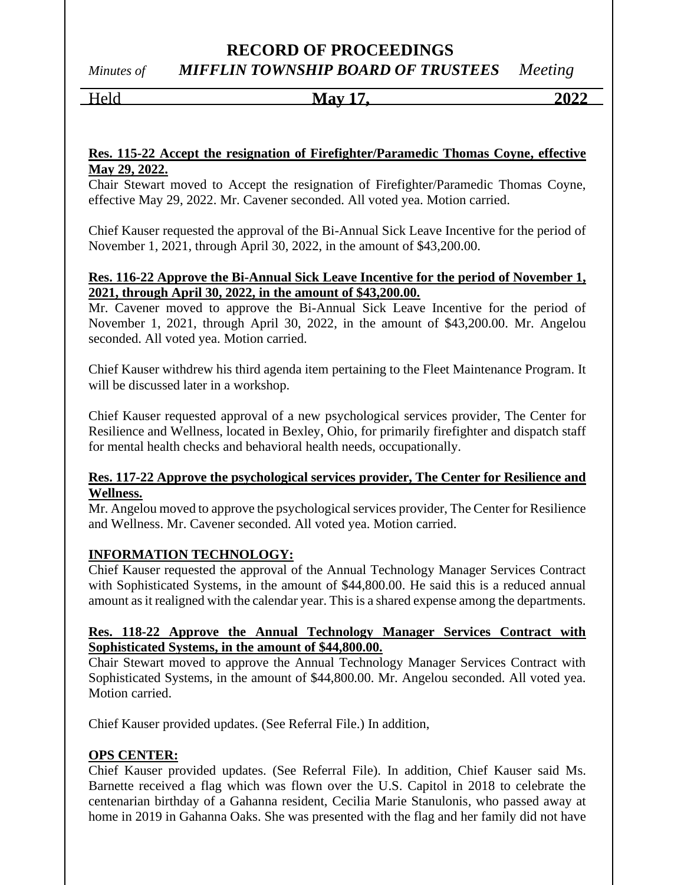**Res. 115-22 Accept the resignation of Firefighter/Paramedic Thomas Coyne, effective May 29, 2022.**

Chair Stewart moved to Accept the resignation of Firefighter/Paramedic Thomas Coyne, effective May 29, 2022. Mr. Cavener seconded. All voted yea. Motion carried.

Chief Kauser requested the approval of the Bi-Annual Sick Leave Incentive for the period of November 1, 2021, through April 30, 2022, in the amount of $43,200.00.

**Res. 116-22 Approve the Bi-Annual Sick Leave Incentive for the period of November 1, 2021, through April 30, 2022, in the amount of $43,200.00.**

Mr. Cavener moved to approve the Bi-Annual Sick Leave Incentive for the period of November 1, 2021, through April 30, 2022, in the amount of $43,200.00. Mr. Angelou seconded. All voted yea. Motion carried.

Chief Kauser withdrew his third agenda item pertaining to the Fleet Maintenance Program. It will be discussed later in a workshop.

Chief Kauser requested approval of a new psychological services provider, The Center for Resilience and Wellness, located in Bexley, Ohio, for primarily firefighter and dispatch staff for mental health checks and behavioral health needs, occupationally.

**Res. 117-22 Approve the psychological services provider, The Center for Resilience and Wellness.**

Mr. Angelou moved to approve the psychological services provider, The Center for Resilience and Wellness. Mr. Cavener seconded. All voted yea. Motion carried.

**INFORMATION TECHNOLOGY:**

Chief Kauser requested the approval of the Annual Technology Manager Services Contract with Sophisticated Systems, in the amount of $44,800.00. He said this is a reduced annual amount as it realigned with the calendar year. This is a shared expense among the departments.

**Res. 118-22 Approve the Annual Technology Manager Services Contract with Sophisticated Systems, in the amount of $44,800.00.**

Chair Stewart moved to approve the Annual Technology Manager Services Contract with Sophisticated Systems, in the amount of $44,800.00. Mr. Angelou seconded. All voted yea. Motion carried.

Chief Kauser provided updates. (See Referral File.) In addition,

**OPS CENTER:**

Chief Kauser provided updates. (See Referral File). In addition, Chief Kauser said Ms. Barnette received a flag which was flown over the U.S. Capitol in 2018 to celebrate the centenarian birthday of a Gahanna resident, Cecilia Marie Stanulonis, who passed away at home in 2019 in Gahanna Oaks. She was presented with the flag and her family did not have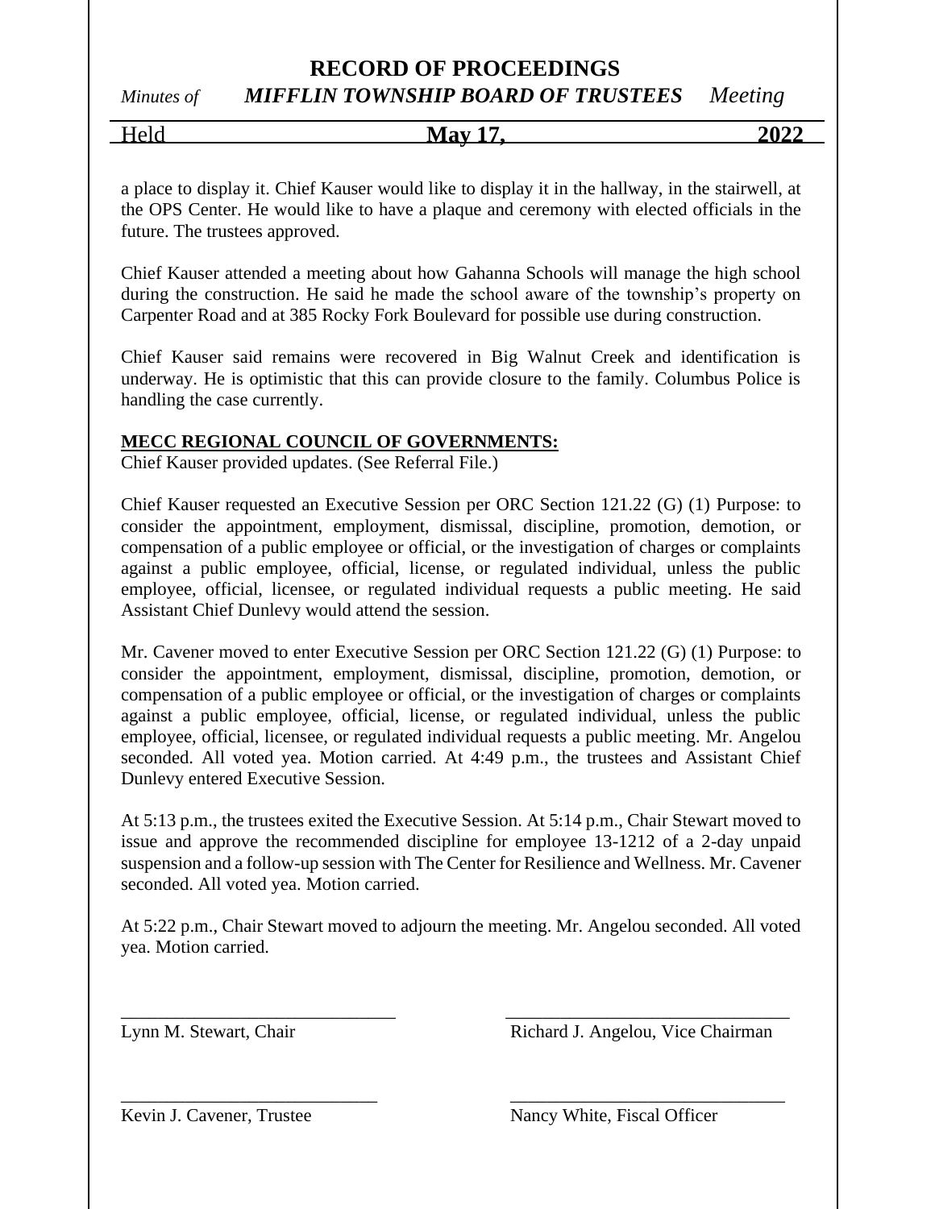a place to display it. Chief Kauser would like to display it in the hallway, in the stairwell, at the OPS Center. He would like to have a plaque and ceremony with elected officials in the future. The trustees approved.

Chief Kauser attended a meeting about how Gahanna Schools will manage the high school during the construction. He said he made the school aware of the township's property on Carpenter Road and at 385 Rocky Fork Boulevard for possible use during construction.

Chief Kauser said remains were recovered in Big Walnut Creek and identification is underway. He is optimistic that this can provide closure to the family. Columbus Police is handling the case currently.

**MECC REGIONAL COUNCIL OF GOVERNMENTS:**

Chief Kauser provided updates. (See Referral File.)

Chief Kauser requested an Executive Session per ORC Section 121.22 (G) (1) Purpose: to consider the appointment, employment, dismissal, discipline, promotion, demotion, or compensation of a public employee or official, or the investigation of charges or complaints against a public employee, official, license, or regulated individual, unless the public employee, official, licensee, or regulated individual requests a public meeting. He said Assistant Chief Dunlevy would attend the session.

Mr. Cavener moved to enter Executive Session per ORC Section 121.22 (G) (1) Purpose: to consider the appointment, employment, dismissal, discipline, promotion, demotion, or compensation of a public employee or official, or the investigation of charges or complaints against a public employee, official, license, or regulated individual, unless the public employee, official, licensee, or regulated individual requests a public meeting. Mr. Angelou seconded. All voted yea. Motion carried. At 4:49 p.m., the trustees and Assistant Chief Dunlevy entered Executive Session.

At 5:13 p.m., the trustees exited the Executive Session. At 5:14 p.m., Chair Stewart moved to issue and approve the recommended discipline for employee 13-1212 of a 2-day unpaid suspension and a follow-up session with The Center for Resilience and Wellness. Mr. Cavener seconded. All voted yea. Motion carried.

At 5:22 p.m., Chair Stewart moved to adjourn the meeting. Mr. Angelou seconded. All voted yea. Motion carried.

\_\_\_\_\_\_\_\_\_\_\_\_\_\_\_\_\_\_\_\_\_\_\_\_\_\_\_\_\_\_
Lynn M. Stewart, Chair

\_\_\_\_\_\_\_\_\_\_\_\_\_\_\_\_\_\_\_\_\_\_\_\_\_\_\_\_\_\_
Richard J. Angelou, Vice Chairman

\_\_\_\_\_\_\_\_\_\_\_\_\_\_\_\_\_\_\_\_\_\_\_\_\_\_\_\_\_\_
Kevin J. Cavener, Trustee

\_\_\_\_\_\_\_\_\_\_\_\_\_\_\_\_\_\_\_\_\_\_\_\_\_\_\_\_\_\_
Nancy White, Fiscal Officer